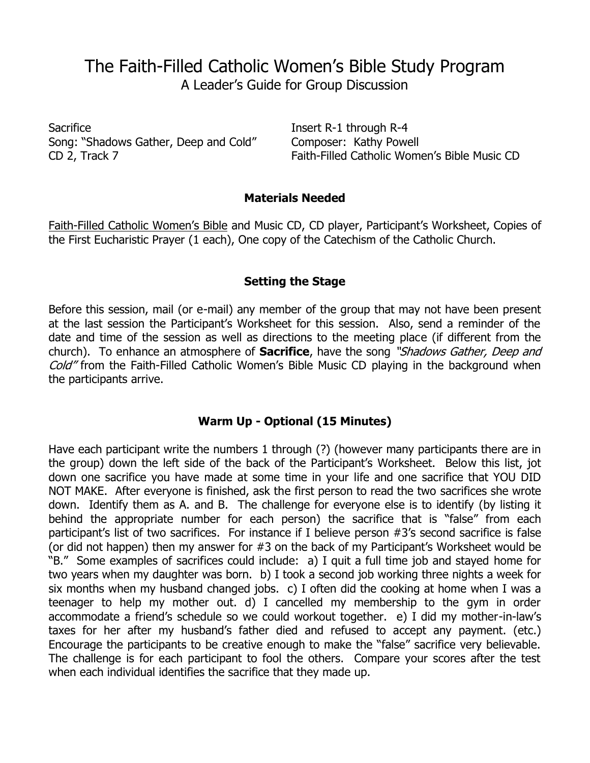# The Faith-Filled Catholic Women's Bible Study Program

A Leader's Guide for Group Discussion

Sacrifice
Song: "Shadows Gather, Deep and Cold"
CD 2, Track 7

Insert R-1 through R-4
Composer: Kathy Powell
Faith-Filled Catholic Women's Bible Music CD

### Materials Needed

Faith-Filled Catholic Women's Bible and Music CD, CD player, Participant's Worksheet, Copies of the First Eucharistic Prayer (1 each), One copy of the Catechism of the Catholic Church.

### Setting the Stage

Before this session, mail (or e-mail) any member of the group that may not have been present at the last session the Participant's Worksheet for this session. Also, send a reminder of the date and time of the session as well as directions to the meeting place (if different from the church). To enhance an atmosphere of **Sacrifice**, have the song *"Shadows Gather, Deep and Cold"* from the Faith-Filled Catholic Women's Bible Music CD playing in the background when the participants arrive.

### Warm Up - Optional (15 Minutes)

Have each participant write the numbers 1 through (?) (however many participants there are in the group) down the left side of the back of the Participant's Worksheet. Below this list, jot down one sacrifice you have made at some time in your life and one sacrifice that YOU DID NOT MAKE. After everyone is finished, ask the first person to read the two sacrifices she wrote down. Identify them as A. and B. The challenge for everyone else is to identify (by listing it behind the appropriate number for each person) the sacrifice that is "false" from each participant's list of two sacrifices. For instance if I believe person #3's second sacrifice is false (or did not happen) then my answer for #3 on the back of my Participant's Worksheet would be "B." Some examples of sacrifices could include: a) I quit a full time job and stayed home for two years when my daughter was born. b) I took a second job working three nights a week for six months when my husband changed jobs. c) I often did the cooking at home when I was a teenager to help my mother out. d) I cancelled my membership to the gym in order accommodate a friend's schedule so we could workout together. e) I did my mother-in-law's taxes for her after my husband's father died and refused to accept any payment. (etc.) Encourage the participants to be creative enough to make the "false" sacrifice very believable. The challenge is for each participant to fool the others. Compare your scores after the test when each individual identifies the sacrifice that they made up.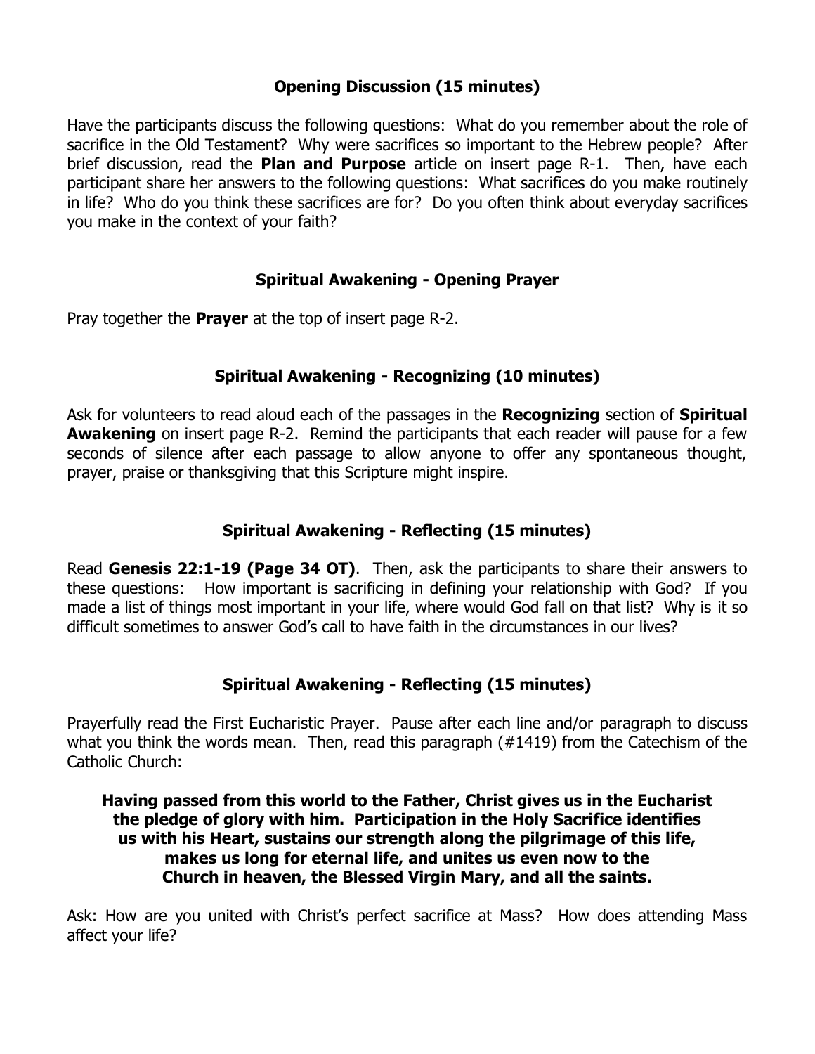## Opening Discussion (15 minutes)

Have the participants discuss the following questions: What do you remember about the role of sacrifice in the Old Testament? Why were sacrifices so important to the Hebrew people? After brief discussion, read the **Plan and Purpose** article on insert page R-1. Then, have each participant share her answers to the following questions: What sacrifices do you make routinely in life? Who do you think these sacrifices are for? Do you often think about everyday sacrifices you make in the context of your faith?

## Spiritual Awakening - Opening Prayer

Pray together the **Prayer** at the top of insert page R-2.

## Spiritual Awakening - Recognizing (10 minutes)

Ask for volunteers to read aloud each of the passages in the **Recognizing** section of **Spiritual Awakening** on insert page R-2. Remind the participants that each reader will pause for a few seconds of silence after each passage to allow anyone to offer any spontaneous thought, prayer, praise or thanksgiving that this Scripture might inspire.

## Spiritual Awakening - Reflecting (15 minutes)

Read **Genesis 22:1-19 (Page 34 OT)**. Then, ask the participants to share their answers to these questions: How important is sacrificing in defining your relationship with God? If you made a list of things most important in your life, where would God fall on that list? Why is it so difficult sometimes to answer God's call to have faith in the circumstances in our lives?

## Spiritual Awakening - Reflecting (15 minutes)

Prayerfully read the First Eucharistic Prayer. Pause after each line and/or paragraph to discuss what you think the words mean. Then, read this paragraph (#1419) from the Catechism of the Catholic Church:

**Having passed from this world to the Father, Christ gives us in the Eucharist the pledge of glory with him. Participation in the Holy Sacrifice identifies us with his Heart, sustains our strength along the pilgrimage of this life, makes us long for eternal life, and unites us even now to the Church in heaven, the Blessed Virgin Mary, and all the saints.**

Ask: How are you united with Christ's perfect sacrifice at Mass? How does attending Mass affect your life?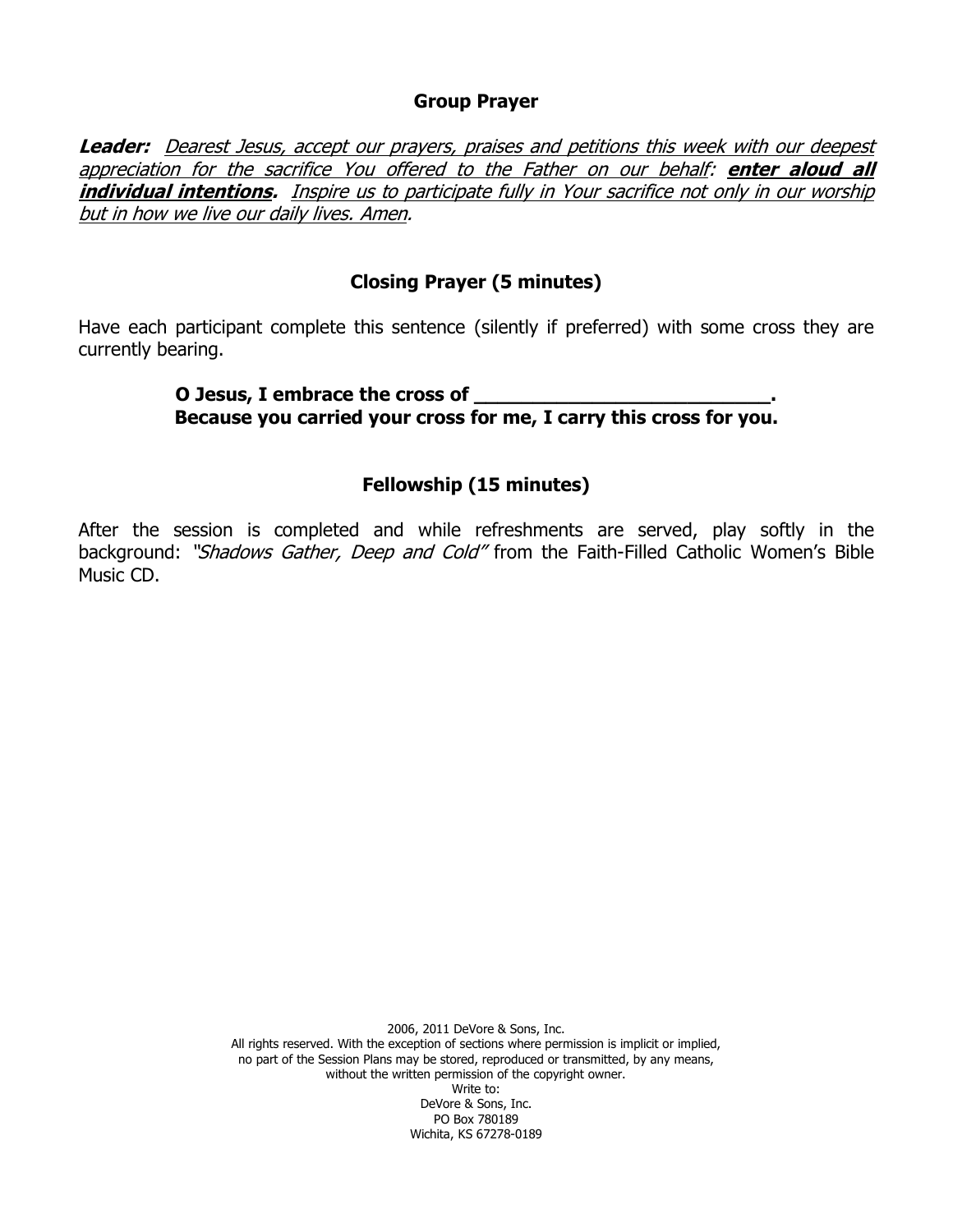### Group Prayer

***Leader:*** *Dearest Jesus, accept our prayers, praises and petitions this week with our deepest appreciation for the sacrifice You offered to the Father on our behalf*: ***enter aloud all individual intentions.*** *Inspire us to participate fully in Your sacrifice not only in our worship but in how we live our daily lives. Amen.*

### Closing Prayer (5 minutes)

Have each participant complete this sentence (silently if preferred) with some cross they are currently bearing.

> **O Jesus, I embrace the cross of ___________________________.**
> **Because you carried your cross for me, I carry this cross for you.**

### Fellowship (15 minutes)

After the session is completed and while refreshments are served, play softly in the background: *"Shadows Gather, Deep and Cold"* from the Faith-Filled Catholic Women's Bible Music CD.

2006, 2011 DeVore & Sons, Inc.
All rights reserved. With the exception of sections where permission is implicit or implied, no part of the Session Plans may be stored, reproduced or transmitted, by any means, without the written permission of the copyright owner.
Write to:
DeVore & Sons, Inc.
PO Box 780189
Wichita, KS 67278-0189